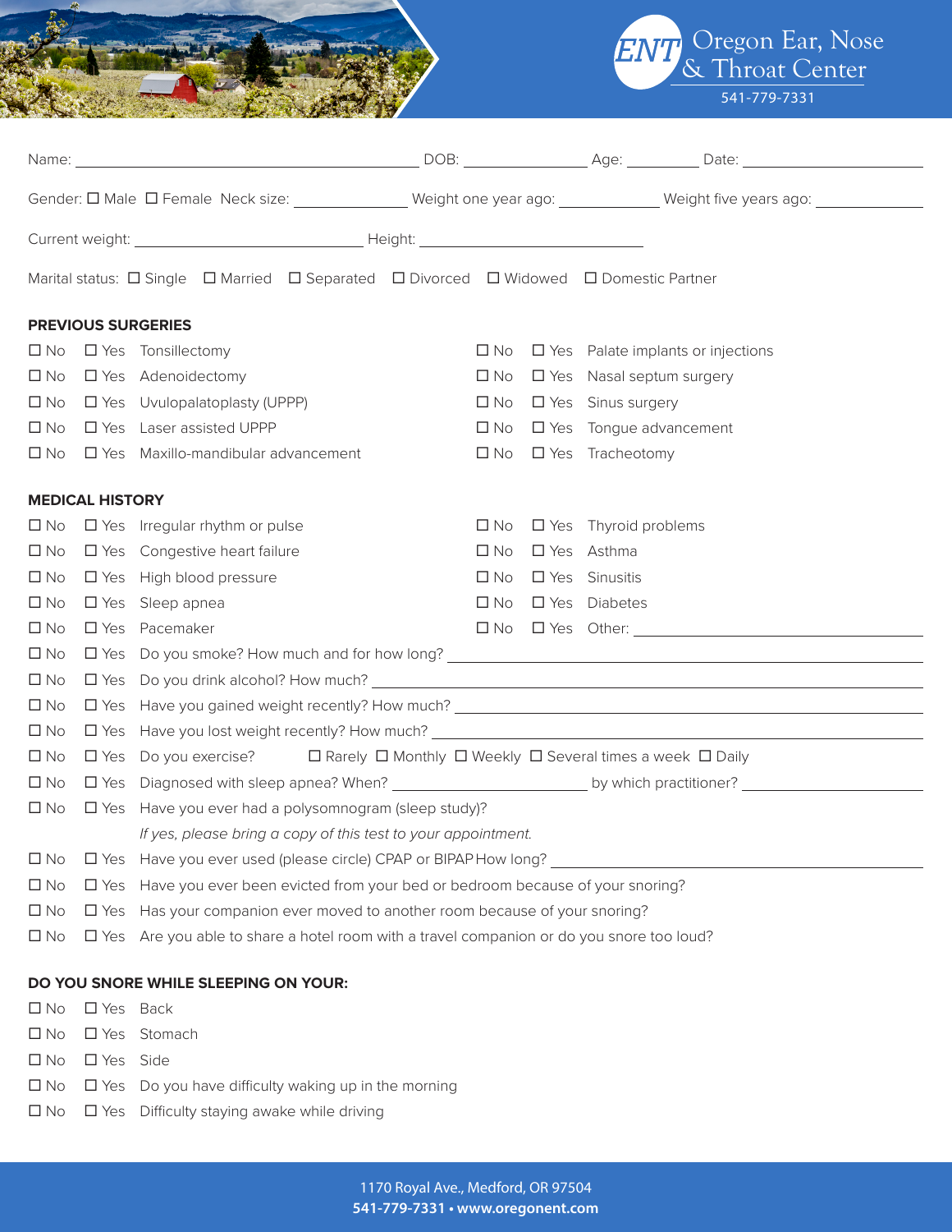Oregon Ear, Nose & Throat Center
541-779-7331

Name: ______________________ DOB: ____________ Age: ________ Date: ____________

Gender: ☐ Male ☐ Female Neck size: ____________ Weight one year ago: ____________ Weight five years ago: ____________

Current weight: ______________________ Height: ______________________

Marital status: ☐ Single ☐ Married ☐ Separated ☐ Divorced ☐ Widowed ☐ Domestic Partner

## PREVIOUS SURGERIES

☐ No ☐ Yes Tonsillectomy

☐ No ☐ Yes Adenoidectomy

☐ No ☐ Yes Uvulopalatoplasty (UPPP)

☐ No ☐ Yes Laser assisted UPPP

☐ No ☐ Yes Maxillo-mandibular advancement

☐ No ☐ Yes Palate implants or injections

☐ No ☐ Yes Nasal septum surgery

☐ No ☐ Yes Sinus surgery

☐ No ☐ Yes Tongue advancement

☐ No ☐ Yes Tracheotomy

## MEDICAL HISTORY

☐ No ☐ Yes Irregular rhythm or pulse

☐ No ☐ Yes Congestive heart failure

☐ No ☐ Yes High blood pressure

☐ No ☐ Yes Sleep apnea

☐ No ☐ Yes Pacemaker

☐ No ☐ Yes Thyroid problems

☐ No ☐ Yes Asthma

☐ No ☐ Yes Sinusitis

☐ No ☐ Yes Diabetes

☐ No ☐ Yes Other: ______________________

☐ No ☐ Yes Do you smoke? How much and for how long? ______________________

☐ No ☐ Yes Do you drink alcohol? How much? ______________________

☐ No ☐ Yes Have you gained weight recently? How much? ______________________

☐ No ☐ Yes Have you lost weight recently? How much? ______________________

☐ No ☐ Yes Do you exercise? ☐ Rarely ☐ Monthly ☐ Weekly ☐ Several times a week ☐ Daily

☐ No ☐ Yes Diagnosed with sleep apnea? When? ____________ by which practitioner? ____________

☐ No ☐ Yes Have you ever had a polysomnogram (sleep study)?

*If yes, please bring a copy of this test to your appointment.*

☐ No ☐ Yes Have you ever used (please circle) CPAP or BIPAP How long? ______________________

☐ No ☐ Yes Have you ever been evicted from your bed or bedroom because of your snoring?

☐ No ☐ Yes Has your companion ever moved to another room because of your snoring?

☐ No ☐ Yes Are you able to share a hotel room with a travel companion or do you snore too loud?

## DO YOU SNORE WHILE SLEEPING ON YOUR:

☐ No ☐ Yes Back

☐ No ☐ Yes Stomach

☐ No ☐ Yes Side

☐ No ☐ Yes Do you have difficulty waking up in the morning

☐ No ☐ Yes Difficulty staying awake while driving

1170 Royal Ave., Medford, OR 97504
**541-779-7331 • www.oregonent.com**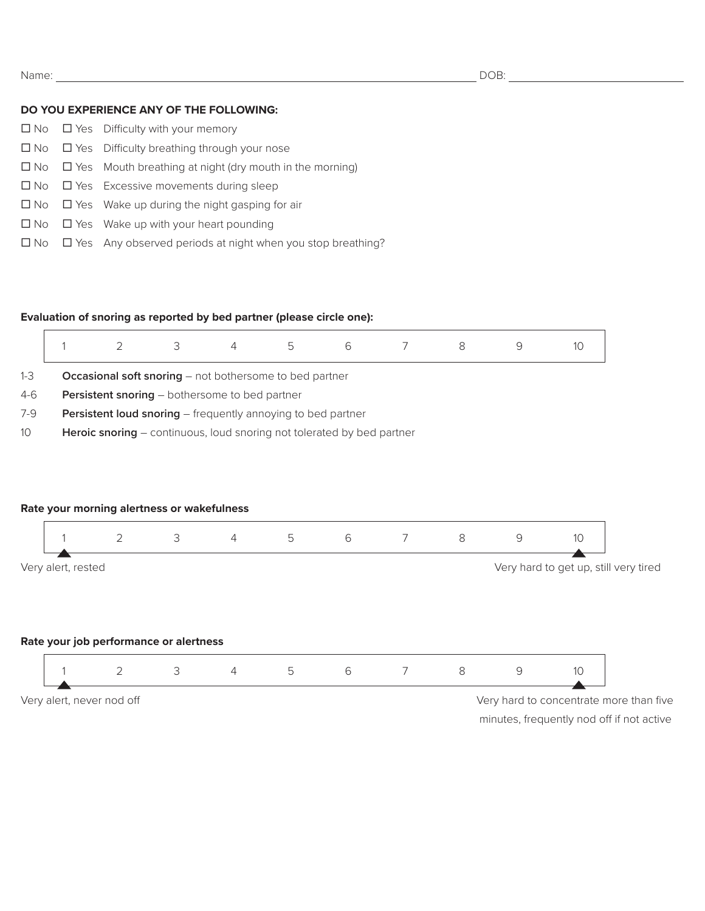Name: ______________________________ DOB: ______________

**DO YOU EXPERIENCE ANY OF THE FOLLOWING:**

☐ No ☐ Yes Difficulty with your memory

☐ No ☐ Yes Difficulty breathing through your nose

☐ No ☐ Yes Mouth breathing at night (dry mouth in the morning)

☐ No ☐ Yes Excessive movements during sleep

☐ No ☐ Yes Wake up during the night gasping for air

☐ No ☐ Yes Wake up with your heart pounding

☐ No ☐ Yes Any observed periods at night when you stop breathing?

**Evaluation of snoring as reported by bed partner (please circle one):**

| 1 | 2 | 3 | 4 | 5 | 6 | 7 | 8 | 9 | 10 |
|---|---|---|---|---|---|---|---|---|---|

1-3 **Occasional soft snoring** – not bothersome to bed partner

4-6 **Persistent snoring** – bothersome to bed partner

7-9 **Persistent loud snoring** – frequently annoying to bed partner

10 **Heroic snoring** – continuous, loud snoring not tolerated by bed partner

**Rate your morning alertness or wakefulness**

| 1 | 2 | 3 | 4 | 5 | 6 | 7 | 8 | 9 | 10 |
|---|---|---|---|---|---|---|---|---|---|

Very alert, rested — Very hard to get up, still very tired

**Rate your job performance or alertness**

| 1 | 2 | 3 | 4 | 5 | 6 | 7 | 8 | 9 | 10 |
|---|---|---|---|---|---|---|---|---|---|

Very alert, never nod off — Very hard to concentrate more than five minutes, frequently nod off if not active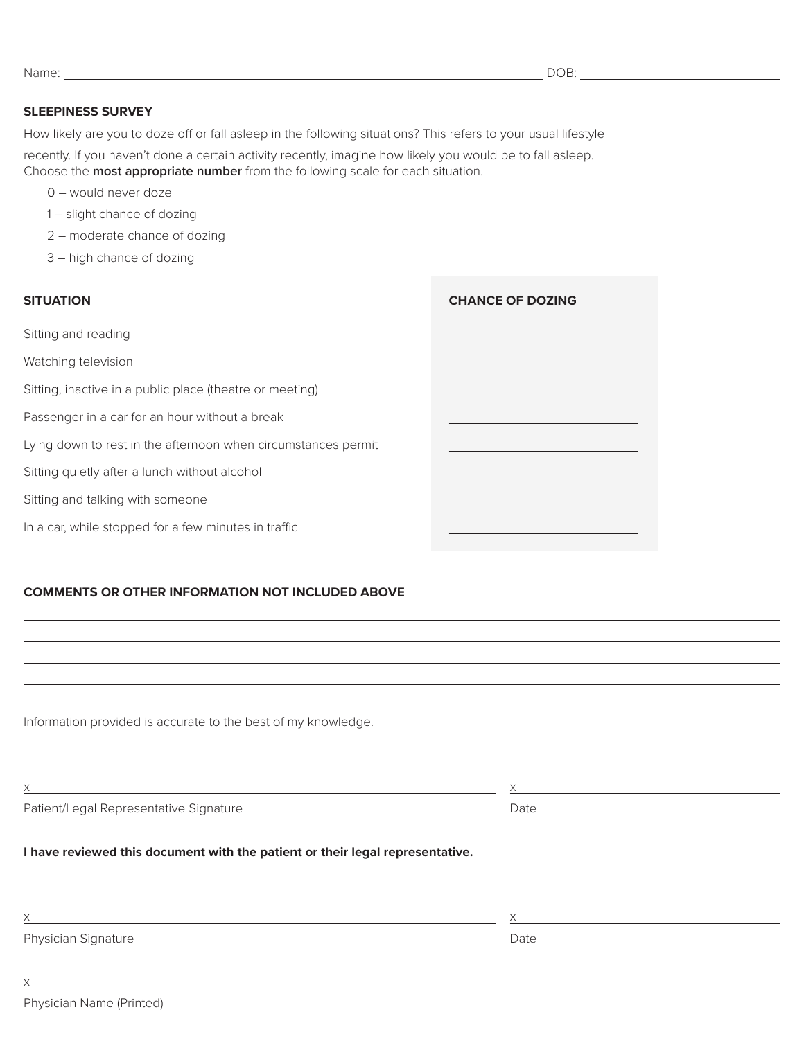Name: ______________________________ DOB: ______________

## SLEEPINESS SURVEY

How likely are you to doze off or fall asleep in the following situations? This refers to your usual lifestyle recently. If you haven't done a certain activity recently, imagine how likely you would be to fall asleep. Choose the **most appropriate number** from the following scale for each situation.

- 0 – would never doze
- 1 – slight chance of dozing
- 2 – moderate chance of dozing
- 3 – high chance of dozing

| SITUATION | CHANCE OF DOZING |
|---|---|
| Sitting and reading | |
| Watching television | |
| Sitting, inactive in a public place (theatre or meeting) | |
| Passenger in a car for an hour without a break | |
| Lying down to rest in the afternoon when circumstances permit | |
| Sitting quietly after a lunch without alcohol | |
| Sitting and talking with someone | |
| In a car, while stopped for a few minutes in traffic | |

**COMMENTS OR OTHER INFORMATION NOT INCLUDED ABOVE**

Information provided is accurate to the best of my knowledge.

x ______________________________ x ______________

Patient/Legal Representative Signature — Date

**I have reviewed this document with the patient or their legal representative.**

x ______________________________ x ______________

Physician Signature — Date

x ______________________________

Physician Name (Printed)